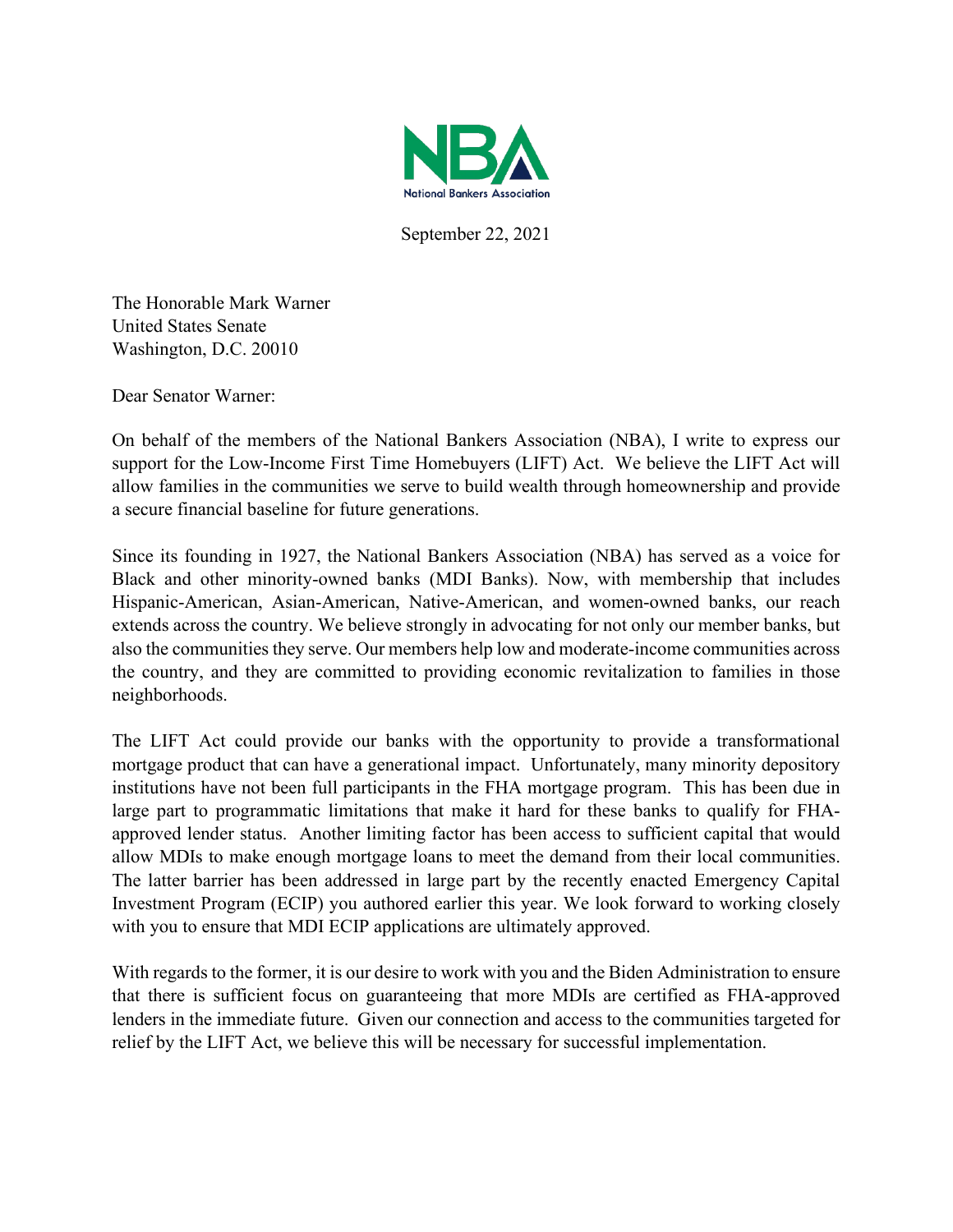NBA
National Bankers Association

September 22, 2021

The Honorable Mark Warner
United States Senate
Washington, D.C. 20010

Dear Senator Warner:

On behalf of the members of the National Bankers Association (NBA), I write to express our support for the Low-Income First Time Homebuyers (LIFT) Act. We believe the LIFT Act will allow families in the communities we serve to build wealth through homeownership and provide a secure financial baseline for future generations.

Since its founding in 1927, the National Bankers Association (NBA) has served as a voice for Black and other minority-owned banks (MDI Banks). Now, with membership that includes Hispanic-American, Asian-American, Native-American, and women-owned banks, our reach extends across the country. We believe strongly in advocating for not only our member banks, but also the communities they serve. Our members help low and moderate-income communities across the country, and they are committed to providing economic revitalization to families in those neighborhoods.

The LIFT Act could provide our banks with the opportunity to provide a transformational mortgage product that can have a generational impact. Unfortunately, many minority depository institutions have not been full participants in the FHA mortgage program. This has been due in large part to programmatic limitations that make it hard for these banks to qualify for FHA-approved lender status. Another limiting factor has been access to sufficient capital that would allow MDIs to make enough mortgage loans to meet the demand from their local communities. The latter barrier has been addressed in large part by the recently enacted Emergency Capital Investment Program (ECIP) you authored earlier this year. We look forward to working closely with you to ensure that MDI ECIP applications are ultimately approved.

With regards to the former, it is our desire to work with you and the Biden Administration to ensure that there is sufficient focus on guaranteeing that more MDIs are certified as FHA-approved lenders in the immediate future. Given our connection and access to the communities targeted for relief by the LIFT Act, we believe this will be necessary for successful implementation.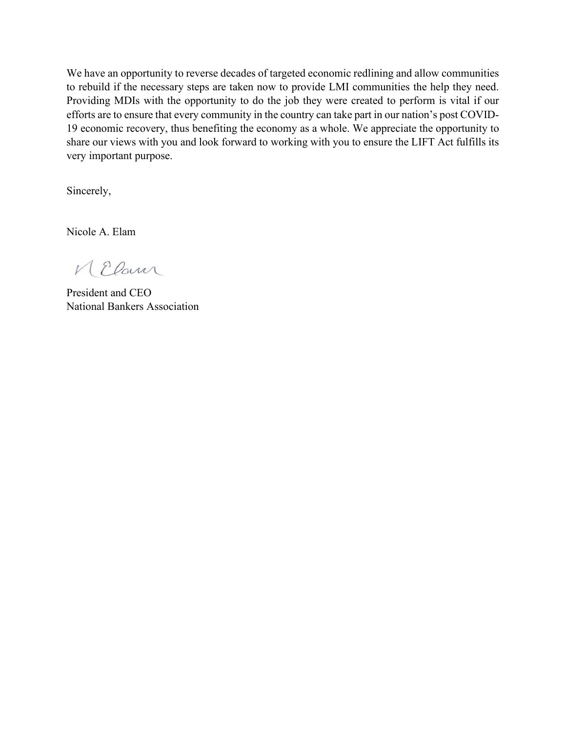We have an opportunity to reverse decades of targeted economic redlining and allow communities to rebuild if the necessary steps are taken now to provide LMI communities the help they need. Providing MDIs with the opportunity to do the job they were created to perform is vital if our efforts are to ensure that every community in the country can take part in our nation's post COVID-19 economic recovery, thus benefiting the economy as a whole. We appreciate the opportunity to share our views with you and look forward to working with you to ensure the LIFT Act fulfills its very important purpose.

Sincerely,

Nicole A. Elam

President and CEO
National Bankers Association